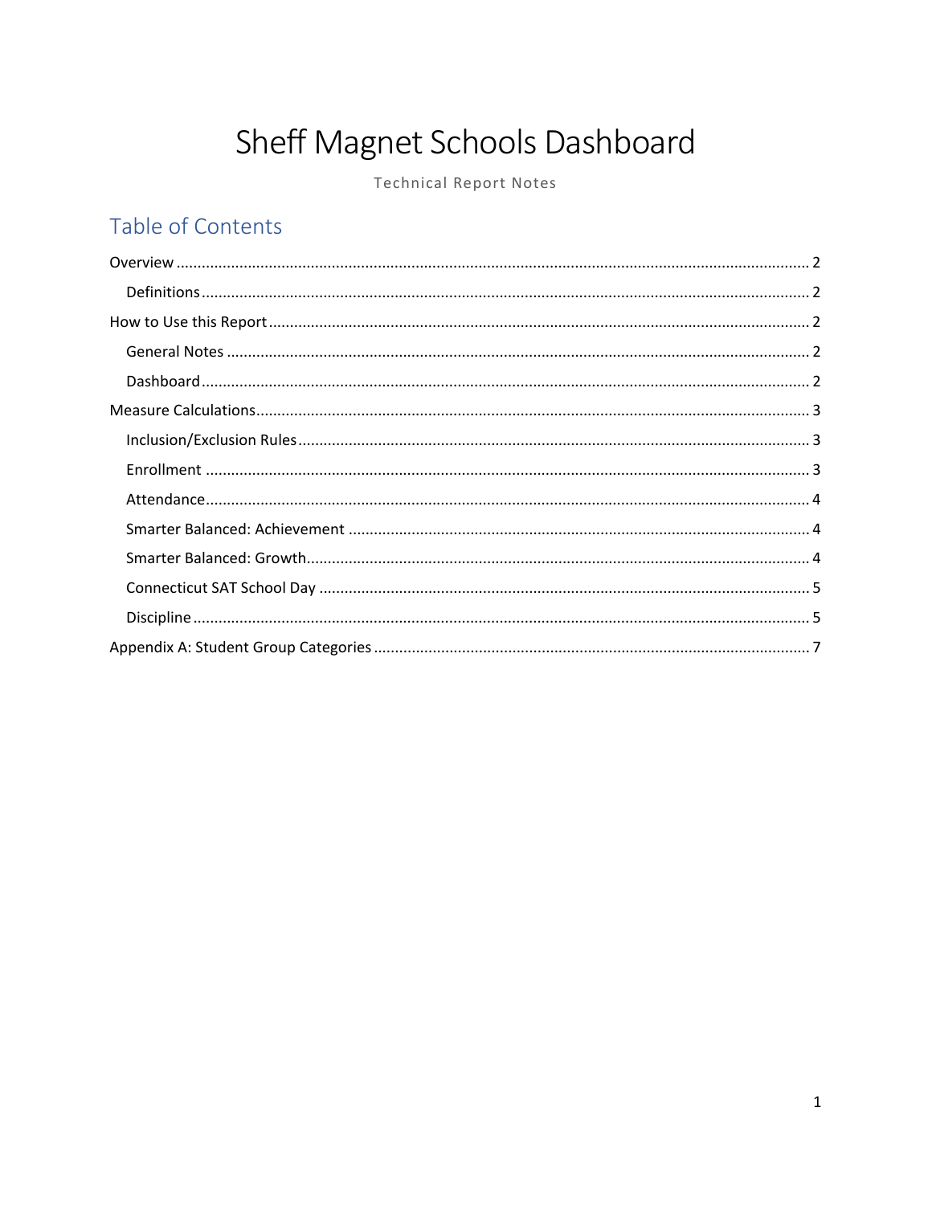# Sheff Magnet Schools Dashboard

Technical Report Notes

## Table of Contents

Overview ..... 2

- Definitions ..... 2

How to Use this Report ..... 2

- General Notes ..... 2
- Dashboard ..... 2

Measure Calculations ..... 3

- Inclusion/Exclusion Rules ..... 3
- Enrollment ..... 3
- Attendance ..... 4
- Smarter Balanced: Achievement ..... 4
- Smarter Balanced: Growth ..... 4
- Connecticut SAT School Day ..... 5
- Discipline ..... 5

Appendix A: Student Group Categories ..... 7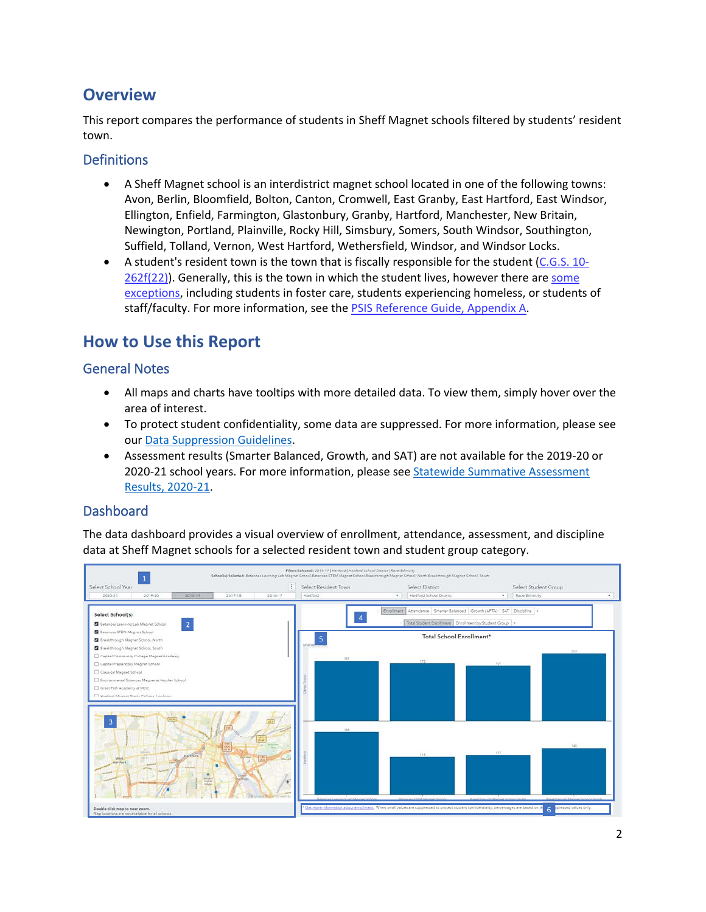# Overview

This report compares the performance of students in Sheff Magnet schools filtered by students' resident town.

## Definitions

- A Sheff Magnet school is an interdistrict magnet school located in one of the following towns: Avon, Berlin, Bloomfield, Bolton, Canton, Cromwell, East Granby, East Hartford, East Windsor, Ellington, Enfield, Farmington, Glastonbury, Granby, Hartford, Manchester, New Britain, Newington, Portland, Plainville, Rocky Hill, Simsbury, Somers, South Windsor, Southington, Suffield, Tolland, Vernon, West Hartford, Wethersfield, Windsor, and Windsor Locks.
- A student's resident town is the town that is fiscally responsible for the student (C.G.S. 10-262f(22)). Generally, this is the town in which the student lives, however there are some exceptions, including students in foster care, students experiencing homeless, or students of staff/faculty. For more information, see the PSIS Reference Guide, Appendix A.

# How to Use this Report

## General Notes

- All maps and charts have tooltips with more detailed data. To view them, simply hover over the area of interest.
- To protect student confidentiality, some data are suppressed. For more information, please see our Data Suppression Guidelines.
- Assessment results (Smarter Balanced, Growth, and SAT) are not available for the 2019-20 or 2020-21 school years. For more information, please see Statewide Summative Assessment Results, 2020-21.

## Dashboard

The data dashboard provides a visual overview of enrollment, attendance, assessment, and discipline data at Sheff Magnet schools for a selected resident town and student group category.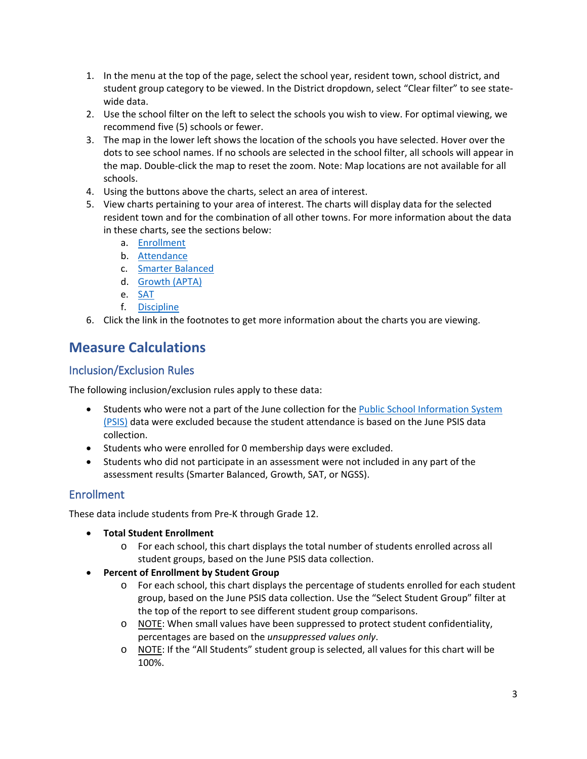1. In the menu at the top of the page, select the school year, resident town, school district, and student group category to be viewed. In the District dropdown, select "Clear filter" to see state-wide data.
2. Use the school filter on the left to select the schools you wish to view. For optimal viewing, we recommend five (5) schools or fewer.
3. The map in the lower left shows the location of the schools you have selected. Hover over the dots to see school names. If no schools are selected in the school filter, all schools will appear in the map. Double-click the map to reset the zoom. Note: Map locations are not available for all schools.
4. Using the buttons above the charts, select an area of interest.
5. View charts pertaining to your area of interest. The charts will display data for the selected resident town and for the combination of all other towns. For more information about the data in these charts, see the sections below:
   a. Enrollment
   b. Attendance
   c. Smarter Balanced
   d. Growth (APTA)
   e. SAT
   f. Discipline
6. Click the link in the footnotes to get more information about the charts you are viewing.

# Measure Calculations

## Inclusion/Exclusion Rules

The following inclusion/exclusion rules apply to these data:

- Students who were not a part of the June collection for the Public School Information System (PSIS) data were excluded because the student attendance is based on the June PSIS data collection.
- Students who were enrolled for 0 membership days were excluded.
- Students who did not participate in an assessment were not included in any part of the assessment results (Smarter Balanced, Growth, SAT, or NGSS).

## Enrollment

These data include students from Pre-K through Grade 12.

- **Total Student Enrollment**
  - For each school, this chart displays the total number of students enrolled across all student groups, based on the June PSIS data collection.
- **Percent of Enrollment by Student Group**
  - For each school, this chart displays the percentage of students enrolled for each student group, based on the June PSIS data collection. Use the "Select Student Group" filter at the top of the report to see different student group comparisons.
  - NOTE: When small values have been suppressed to protect student confidentiality, percentages are based on the *unsuppressed values only*.
  - NOTE: If the "All Students" student group is selected, all values for this chart will be 100%.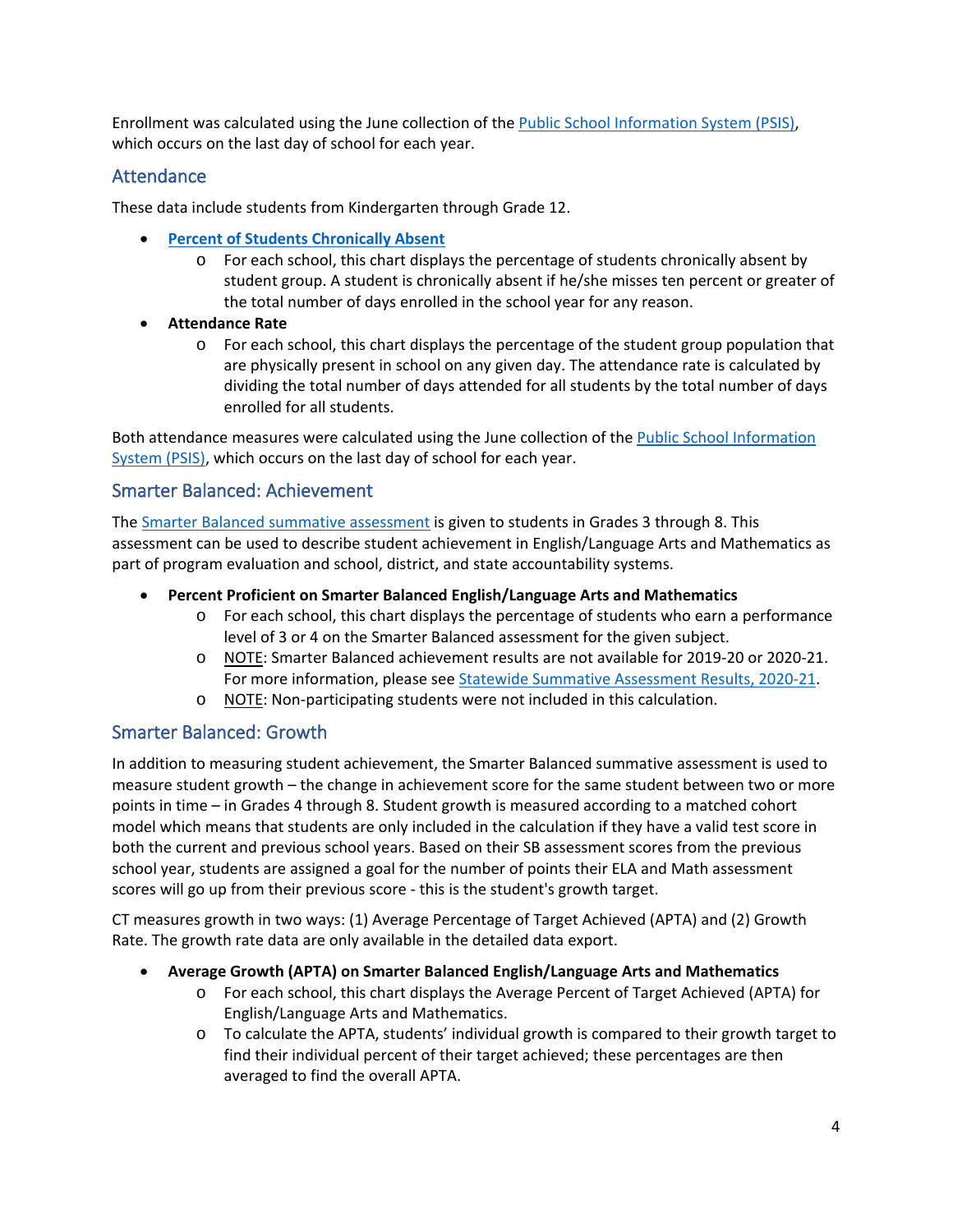Enrollment was calculated using the June collection of the [Public School Information System (PSIS)](), which occurs on the last day of school for each year.

## Attendance

These data include students from Kindergarten through Grade 12.

- **[Percent of Students Chronically Absent]()**
  - For each school, this chart displays the percentage of students chronically absent by student group. A student is chronically absent if he/she misses ten percent or greater of the total number of days enrolled in the school year for any reason.
- **Attendance Rate**
  - For each school, this chart displays the percentage of the student group population that are physically present in school on any given day. The attendance rate is calculated by dividing the total number of days attended for all students by the total number of days enrolled for all students.

Both attendance measures were calculated using the June collection of the [Public School Information System (PSIS)](), which occurs on the last day of school for each year.

## Smarter Balanced: Achievement

The [Smarter Balanced summative assessment]() is given to students in Grades 3 through 8. This assessment can be used to describe student achievement in English/Language Arts and Mathematics as part of program evaluation and school, district, and state accountability systems.

- **Percent Proficient on Smarter Balanced English/Language Arts and Mathematics**
  - For each school, this chart displays the percentage of students who earn a performance level of 3 or 4 on the Smarter Balanced assessment for the given subject.
  - NOTE: Smarter Balanced achievement results are not available for 2019-20 or 2020-21. For more information, please see [Statewide Summative Assessment Results, 2020-21]().
  - NOTE: Non-participating students were not included in this calculation.

## Smarter Balanced: Growth

In addition to measuring student achievement, the Smarter Balanced summative assessment is used to measure student growth – the change in achievement score for the same student between two or more points in time – in Grades 4 through 8. Student growth is measured according to a matched cohort model which means that students are only included in the calculation if they have a valid test score in both the current and previous school years. Based on their SB assessment scores from the previous school year, students are assigned a goal for the number of points their ELA and Math assessment scores will go up from their previous score - this is the student's growth target.

CT measures growth in two ways: (1) Average Percentage of Target Achieved (APTA) and (2) Growth Rate. The growth rate data are only available in the detailed data export.

- **Average Growth (APTA) on Smarter Balanced English/Language Arts and Mathematics**
  - For each school, this chart displays the Average Percent of Target Achieved (APTA) for English/Language Arts and Mathematics.
  - To calculate the APTA, students' individual growth is compared to their growth target to find their individual percent of their target achieved; these percentages are then averaged to find the overall APTA.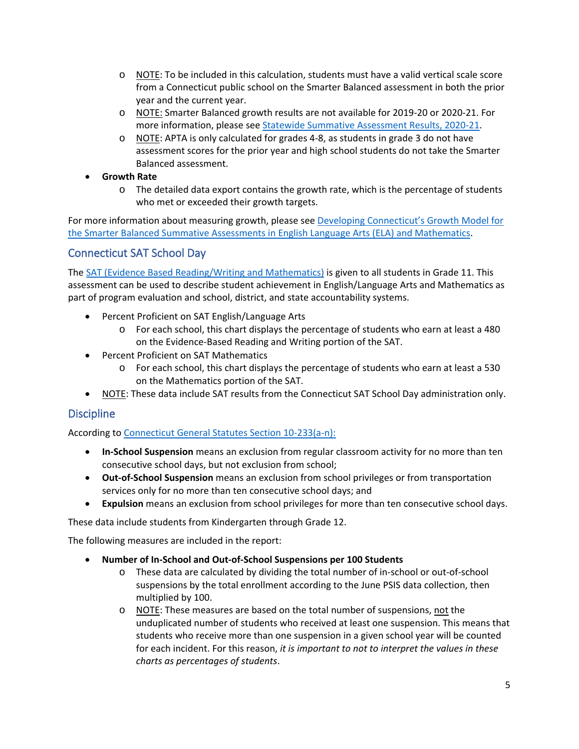- NOTE: To be included in this calculation, students must have a valid vertical scale score from a Connecticut public school on the Smarter Balanced assessment in both the prior year and the current year.
    - NOTE: Smarter Balanced growth results are not available for 2019-20 or 2020-21. For more information, please see [Statewide Summative Assessment Results, 2020-21](#).
    - NOTE: APTA is only calculated for grades 4-8, as students in grade 3 do not have assessment scores for the prior year and high school students do not take the Smarter Balanced assessment.
- **Growth Rate**
    - The detailed data export contains the growth rate, which is the percentage of students who met or exceeded their growth targets.

For more information about measuring growth, please see [Developing Connecticut's Growth Model for the Smarter Balanced Summative Assessments in English Language Arts (ELA) and Mathematics](#).

## Connecticut SAT School Day

The [SAT (Evidence Based Reading/Writing and Mathematics)](#) is given to all students in Grade 11. This assessment can be used to describe student achievement in English/Language Arts and Mathematics as part of program evaluation and school, district, and state accountability systems.

- Percent Proficient on SAT English/Language Arts
    - For each school, this chart displays the percentage of students who earn at least a 480 on the Evidence-Based Reading and Writing portion of the SAT.
- Percent Proficient on SAT Mathematics
    - For each school, this chart displays the percentage of students who earn at least a 530 on the Mathematics portion of the SAT.
- NOTE: These data include SAT results from the Connecticut SAT School Day administration only.

## Discipline

According to [Connecticut General Statutes Section 10-233(a-n):](#)

- **In-School Suspension** means an exclusion from regular classroom activity for no more than ten consecutive school days, but not exclusion from school;
- **Out-of-School Suspension** means an exclusion from school privileges or from transportation services only for no more than ten consecutive school days; and
- **Expulsion** means an exclusion from school privileges for more than ten consecutive school days.

These data include students from Kindergarten through Grade 12.

The following measures are included in the report:

- **Number of In-School and Out-of-School Suspensions per 100 Students**
    - These data are calculated by dividing the total number of in-school or out-of-school suspensions by the total enrollment according to the June PSIS data collection, then multiplied by 100.
    - NOTE: These measures are based on the total number of suspensions, not the unduplicated number of students who received at least one suspension. This means that students who receive more than one suspension in a given school year will be counted for each incident. For this reason, *it is important to not to interpret the values in these charts as percentages of students*.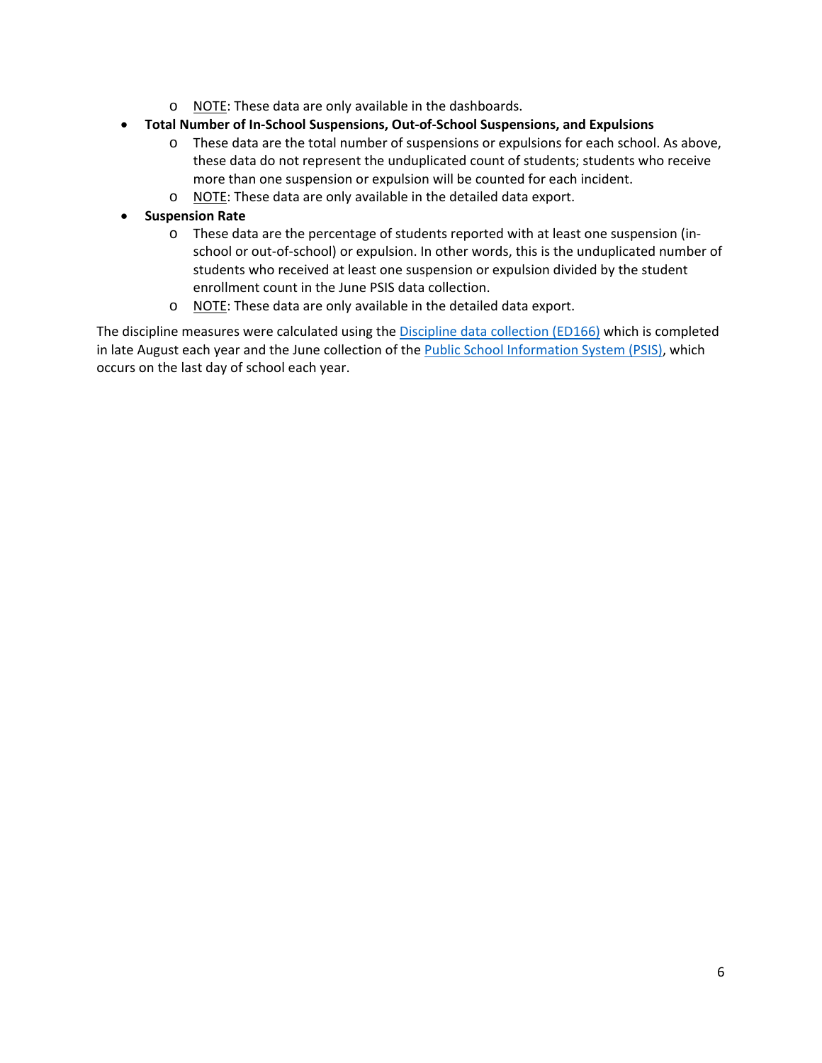- NOTE: These data are only available in the dashboards.
- **Total Number of In-School Suspensions, Out-of-School Suspensions, and Expulsions**
  - These data are the total number of suspensions or expulsions for each school. As above, these data do not represent the unduplicated count of students; students who receive more than one suspension or expulsion will be counted for each incident.
  - NOTE: These data are only available in the detailed data export.
- **Suspension Rate**
  - These data are the percentage of students reported with at least one suspension (in-school or out-of-school) or expulsion. In other words, this is the unduplicated number of students who received at least one suspension or expulsion divided by the student enrollment count in the June PSIS data collection.
  - NOTE: These data are only available in the detailed data export.

The discipline measures were calculated using the Discipline data collection (ED166) which is completed in late August each year and the June collection of the Public School Information System (PSIS), which occurs on the last day of school each year.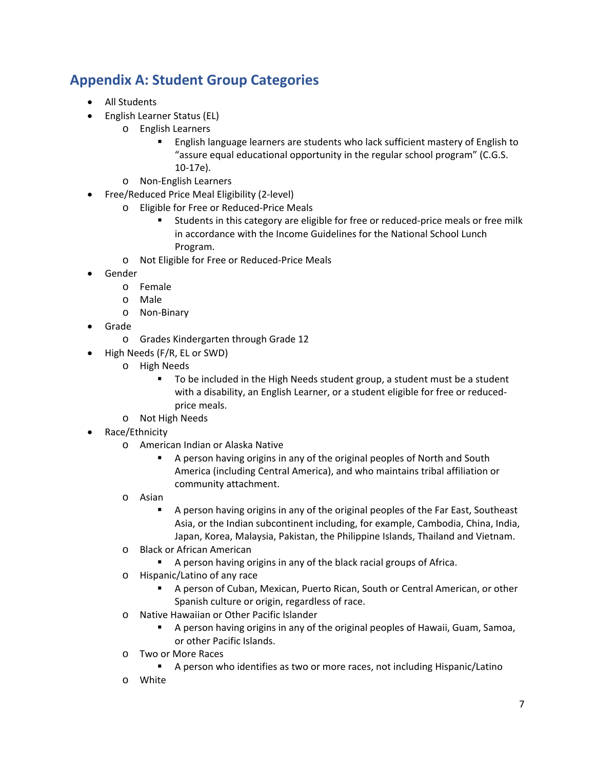## Appendix A: Student Group Categories

- All Students
- English Learner Status (EL)
  - English Learners
    - English language learners are students who lack sufficient mastery of English to "assure equal educational opportunity in the regular school program" (C.G.S. 10-17e).
  - Non-English Learners
- Free/Reduced Price Meal Eligibility (2-level)
  - Eligible for Free or Reduced-Price Meals
    - Students in this category are eligible for free or reduced-price meals or free milk in accordance with the Income Guidelines for the National School Lunch Program.
  - Not Eligible for Free or Reduced-Price Meals
- Gender
  - Female
  - Male
  - Non-Binary
- Grade
  - Grades Kindergarten through Grade 12
- High Needs (F/R, EL or SWD)
  - High Needs
    - To be included in the High Needs student group, a student must be a student with a disability, an English Learner, or a student eligible for free or reduced-price meals.
  - Not High Needs
- Race/Ethnicity
  - American Indian or Alaska Native
    - A person having origins in any of the original peoples of North and South America (including Central America), and who maintains tribal affiliation or community attachment.
  - Asian
    - A person having origins in any of the original peoples of the Far East, Southeast Asia, or the Indian subcontinent including, for example, Cambodia, China, India, Japan, Korea, Malaysia, Pakistan, the Philippine Islands, Thailand and Vietnam.
  - Black or African American
    - A person having origins in any of the black racial groups of Africa.
  - Hispanic/Latino of any race
    - A person of Cuban, Mexican, Puerto Rican, South or Central American, or other Spanish culture or origin, regardless of race.
  - Native Hawaiian or Other Pacific Islander
    - A person having origins in any of the original peoples of Hawaii, Guam, Samoa, or other Pacific Islands.
  - Two or More Races
    - A person who identifies as two or more races, not including Hispanic/Latino
  - White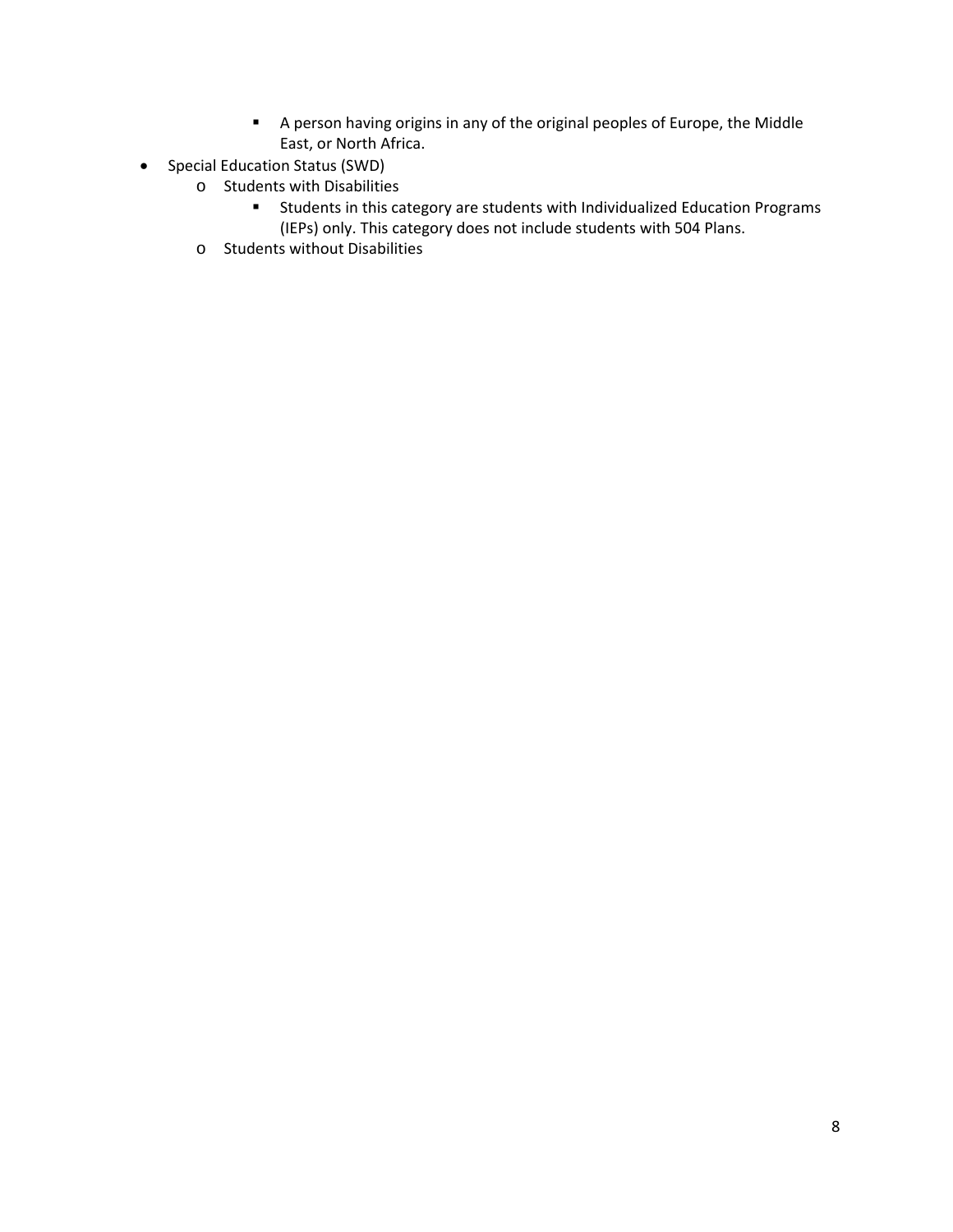- A person having origins in any of the original peoples of Europe, the Middle East, or North Africa.

- Special Education Status (SWD)
    - Students with Disabilities
        - Students in this category are students with Individualized Education Programs (IEPs) only. This category does not include students with 504 Plans.
    - Students without Disabilities